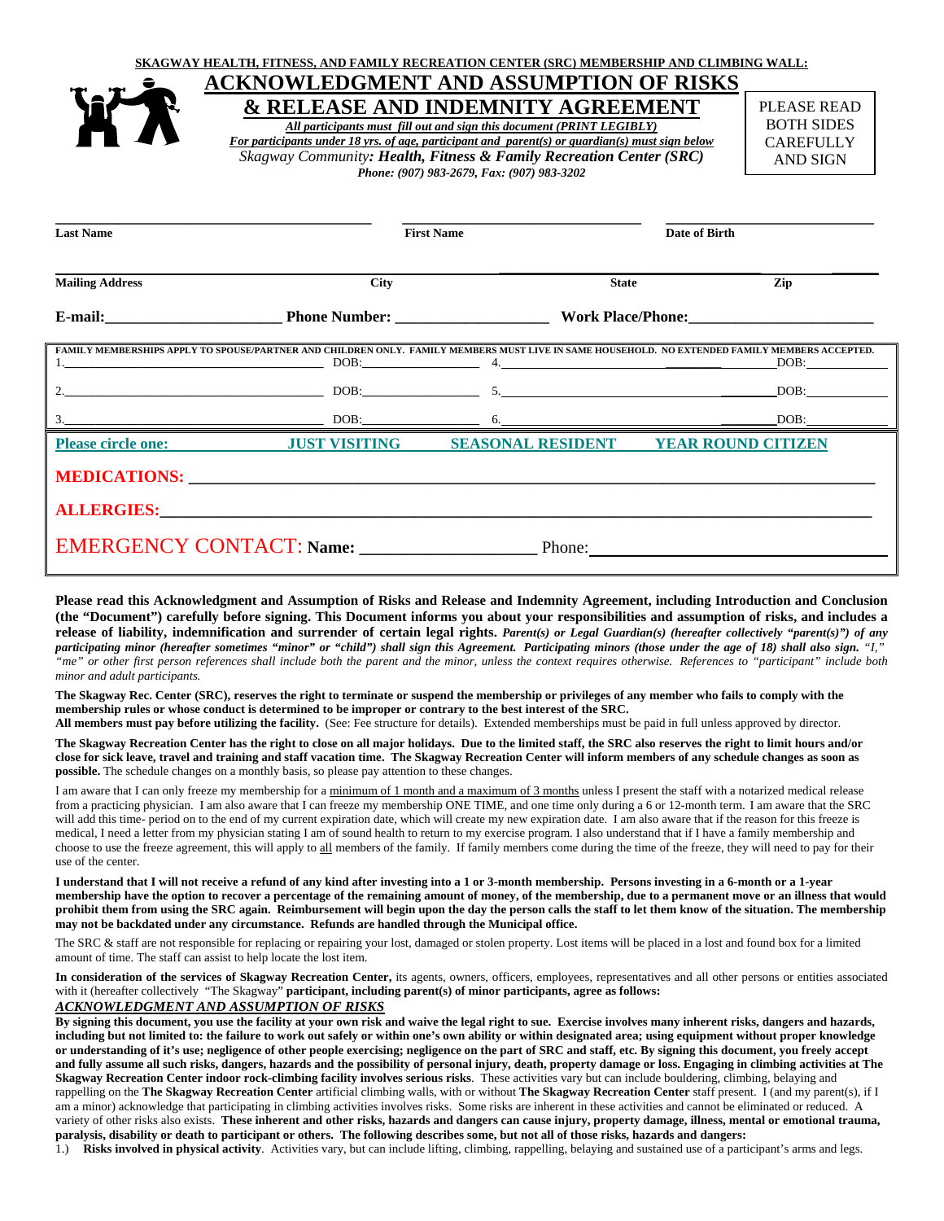**SKAGWAY HEALTH, FITNESS, AND FAMILY RECREATION CENTER (SRC) MEMBERSHIP AND CLIMBING WALL:**

# ACKNOWLEDGMENT AND ASSUMPTION OF RISKS & RELEASE AND INDEMNITY AGREEMENT

***All participants must fill out and sign this document (PRINT LEGIBLY)***

***For participants under 18 yrs. of age, participant and parent(s) or guardian(s) must sign below***

*Skagway Community: **Health, Fitness & Family Recreation Center (SRC)***

***Phone: (907) 983-2679, Fax: (907) 983-3202***

PLEASE READ BOTH SIDES CAREFULLY AND SIGN

**Last Name** ______________________ **First Name** ______________________ **Date of Birth** ______________________

**Mailing Address** ______________________ **City** ______________________ **State** ______________________ **Zip** __________

**E-mail:**______________________ **Phone Number:** ______________________ **Work Place/Phone:**______________________

**FAMILY MEMBERSHIPS APPLY TO SPOUSE/PARTNER AND CHILDREN ONLY. FAMILY MEMBERS MUST LIVE IN SAME HOUSEHOLD. NO EXTENDED FAMILY MEMBERS ACCEPTED.**

| | | | |
|---|---|---|---|
| 1.______________________ | DOB:__________ | 4.______________________ | DOB:__________ |
| 2.______________________ | DOB:__________ | 5.______________________ | DOB:__________ |
| 3.______________________ | DOB:__________ | 6.______________________ | DOB:__________ |

**Please circle one:** **JUST VISITING** **SEASONAL RESIDENT** **YEAR ROUND CITIZEN**

**MEDICATIONS:** ______________________________________________

**ALLERGIES:**______________________________________________

EMERGENCY CONTACT: **Name:** ______________________ Phone:______________________

**Please read this Acknowledgment and Assumption of Risks and Release and Indemnity Agreement, including Introduction and Conclusion (the "Document") carefully before signing. This Document informs you about your responsibilities and assumption of risks, and includes a release of liability, indemnification and surrender of certain legal rights.** ***Parent(s) or Legal Guardian(s) (hereafter collectively "parent(s)") of any participating minor (hereafter sometimes "minor" or "child") shall sign this Agreement. Participating minors (those under the age of 18) shall also sign.*** *"I," "me" or other first person references shall include both the parent and the minor, unless the context requires otherwise. References to "participant" include both minor and adult participants.*

**The Skagway Rec. Center (SRC), reserves the right to terminate or suspend the membership or privileges of any member who fails to comply with the membership rules or whose conduct is determined to be improper or contrary to the best interest of the SRC.**
**All members must pay before utilizing the facility.** (See: Fee structure for details). Extended memberships must be paid in full unless approved by director.

**The Skagway Recreation Center has the right to close on all major holidays. Due to the limited staff, the SRC also reserves the right to limit hours and/or close for sick leave, travel and training and staff vacation time. The Skagway Recreation Center will inform members of any schedule changes as soon as possible.** The schedule changes on a monthly basis, so please pay attention to these changes.

I am aware that I can only freeze my membership for a minimum of 1 month and a maximum of 3 months unless I present the staff with a notarized medical release from a practicing physician. I am also aware that I can freeze my membership ONE TIME, and one time only during a 6 or 12-month term. I am aware that the SRC will add this time- period on to the end of my current expiration date, which will create my new expiration date. I am also aware that if the reason for this freeze is medical, I need a letter from my physician stating I am of sound health to return to my exercise program. I also understand that if I have a family membership and choose to use the freeze agreement, this will apply to all members of the family. If family members come during the time of the freeze, they will need to pay for their use of the center.

**I understand that I will not receive a refund of any kind after investing into a 1 or 3-month membership. Persons investing in a 6-month or a 1-year membership have the option to recover a percentage of the remaining amount of money, of the membership, due to a permanent move or an illness that would prohibit them from using the SRC again. Reimbursement will begin upon the day the person calls the staff to let them know of the situation. The membership may not be backdated under any circumstance. Refunds are handled through the Municipal office.**

The SRC & staff are not responsible for replacing or repairing your lost, damaged or stolen property. Lost items will be placed in a lost and found box for a limited amount of time. The staff can assist to help locate the lost item.

**In consideration of the services of Skagway Recreation Center,** its agents, owners, officers, employees, representatives and all other persons or entities associated with it (hereafter collectively "The Skagway" **participant, including parent(s) of minor participants, agree as follows:**

***ACKNOWLEDGMENT AND ASSUMPTION OF RISKS***

**By signing this document, you use the facility at your own risk and waive the legal right to sue. Exercise involves many inherent risks, dangers and hazards, including but not limited to: the failure to work out safely or within one's own ability or within designated area; using equipment without proper knowledge or understanding of it's use; negligence of other people exercising; negligence on the part of SRC and staff, etc. By signing this document, you freely accept and fully assume all such risks, dangers, hazards and the possibility of personal injury, death, property damage or loss. Engaging in climbing activities at The Skagway Recreation Center indoor rock-climbing facility involves serious risks**. These activities vary but can include bouldering, climbing, belaying and rappelling on the **The Skagway Recreation Center** artificial climbing walls, with or without **The Skagway Recreation Center** staff present. I (and my parent(s), if I am a minor) acknowledge that participating in climbing activities involves risks. Some risks are inherent in these activities and cannot be eliminated or reduced. A variety of other risks also exists. **These inherent and other risks, hazards and dangers can cause injury, property damage, illness, mental or emotional trauma, paralysis, disability or death to participant or others. The following describes some, but not all of those risks, hazards and dangers:**

1.) **Risks involved in physical activity**. Activities vary, but can include lifting, climbing, rappelling, belaying and sustained use of a participant's arms and legs.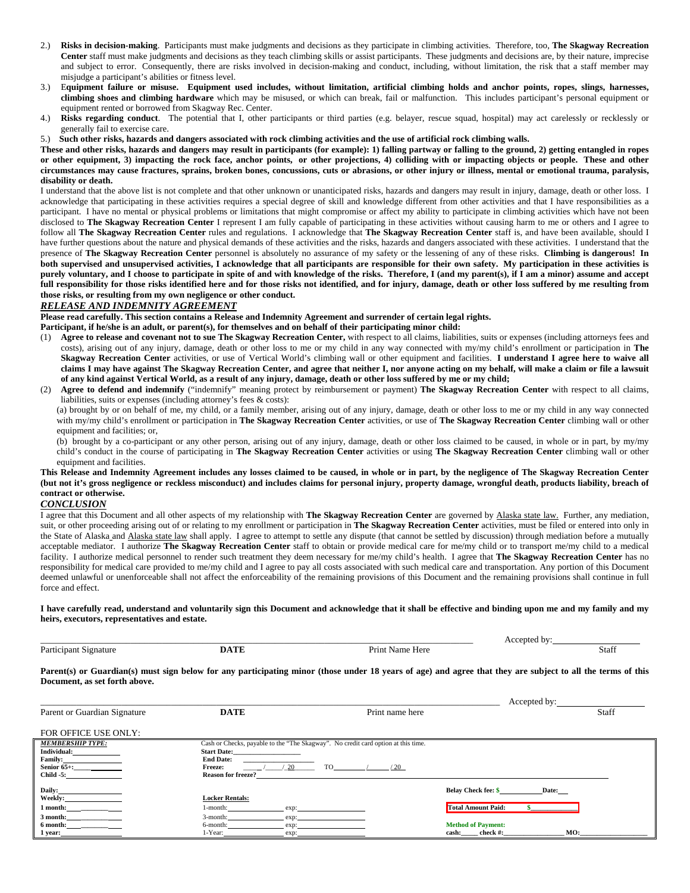2.) **Risks in decision-making**. Participants must make judgments and decisions as they participate in climbing activities. Therefore, too, **The Skagway Recreation Center** staff must make judgments and decisions as they teach climbing skills or assist participants. These judgments and decisions are, by their nature, imprecise and subject to error. Consequently, there are risks involved in decision-making and conduct, including, without limitation, the risk that a staff member may misjudge a participant's abilities or fitness level.

3.) E**quipment failure or misuse. Equipment used includes, without limitation, artificial climbing holds and anchor points, ropes, slings, harnesses, climbing shoes and climbing hardware** which may be misused, or which can break, fail or malfunction. This includes participant's personal equipment or equipment rented or borrowed from Skagway Rec. Center.

4.) **Risks regarding conduct**. The potential that I, other participants or third parties (e.g. belayer, rescue squad, hospital) may act carelessly or recklessly or generally fail to exercise care.

5.) **Such other risks, hazards and dangers associated with rock climbing activities and the use of artificial rock climbing walls.**

**These and other risks, hazards and dangers may result in participants (for example): 1) falling partway or falling to the ground, 2) getting entangled in ropes or other equipment, 3) impacting the rock face, anchor points, or other projections, 4) colliding with or impacting objects or people. These and other circumstances may cause fractures, sprains, broken bones, concussions, cuts or abrasions, or other injury or illness, mental or emotional trauma, paralysis, disability or death.**

I understand that the above list is not complete and that other unknown or unanticipated risks, hazards and dangers may result in injury, damage, death or other loss. I acknowledge that participating in these activities requires a special degree of skill and knowledge different from other activities and that I have responsibilities as a participant. I have no mental or physical problems or limitations that might compromise or affect my ability to participate in climbing activities which have not been disclosed to **The Skagway Recreation Center** I represent I am fully capable of participating in these activities without causing harm to me or others and I agree to follow all **The Skagway Recreation Center** rules and regulations. I acknowledge that **The Skagway Recreation Center** staff is, and have been available, should I have further questions about the nature and physical demands of these activities and the risks, hazards and dangers associated with these activities. I understand that the presence of **The Skagway Recreation Center** personnel is absolutely no assurance of my safety or the lessening of any of these risks. **Climbing is dangerous! In both supervised and unsupervised activities, I acknowledge that all participants are responsible for their own safety. My participation in these activities is purely voluntary, and I choose to participate in spite of and with knowledge of the risks. Therefore, I (and my parent(s), if I am a minor) assume and accept full responsibility for those risks identified here and for those risks not identified, and for injury, damage, death or other loss suffered by me resulting from those risks, or resulting from my own negligence or other conduct.**

## ***RELEASE AND INDEMNITY AGREEMENT***

**Please read carefully. This section contains a Release and Indemnity Agreement and surrender of certain legal rights.**

**Participant, if he/she is an adult, or parent(s), for themselves and on behalf of their participating minor child:**

(1) **Agree to release and covenant not to sue The Skagway Recreation Center,** with respect to all claims, liabilities, suits or expenses (including attorneys fees and costs), arising out of any injury, damage, death or other loss to me or my child in any way connected with my/my child's enrollment or participation in **The Skagway Recreation Center** activities, or use of Vertical World's climbing wall or other equipment and facilities. **I understand I agree here to waive all claims I may have against The Skagway Recreation Center, and agree that neither I, nor anyone acting on my behalf, will make a claim or file a lawsuit of any kind against Vertical World, as a result of any injury, damage, death or other loss suffered by me or my child;**

(2) **Agree to defend and indemnify** ("indemnify" meaning protect by reimbursement or payment) **The Skagway Recreation Center** with respect to all claims, liabilities, suits or expenses (including attorney's fees & costs):

(a) brought by or on behalf of me, my child, or a family member, arising out of any injury, damage, death or other loss to me or my child in any way connected with my/my child's enrollment or participation in **The Skagway Recreation Center** activities, or use of **The Skagway Recreation Center** climbing wall or other equipment and facilities; or,

(b) brought by a co-participant or any other person, arising out of any injury, damage, death or other loss claimed to be caused, in whole or in part, by my/my child's conduct in the course of participating in **The Skagway Recreation Center** activities or using **The Skagway Recreation Center** climbing wall or other equipment and facilities.

**This Release and Indemnity Agreement includes any losses claimed to be caused, in whole or in part, by the negligence of The Skagway Recreation Center (but not it's gross negligence or reckless misconduct) and includes claims for personal injury, property damage, wrongful death, products liability, breach of contract or otherwise.**

## ***CONCLUSION***

I agree that this Document and all other aspects of my relationship with **The Skagway Recreation Center** are governed by Alaska state law. Further, any mediation, suit, or other proceeding arising out of or relating to my enrollment or participation in **The Skagway Recreation Center** activities, must be filed or entered into only in the State of Alaska and Alaska state law shall apply. I agree to attempt to settle any dispute (that cannot be settled by discussion) through mediation before a mutually acceptable mediator. I authorize **The Skagway Recreation Center** staff to obtain or provide medical care for me/my child or to transport me/my child to a medical facility. I authorize medical personnel to render such treatment they deem necessary for me/my child's health. I agree that **The Skagway Recreation Center** has no responsibility for medical care provided to me/my child and I agree to pay all costs associated with such medical care and transportation. Any portion of this Document deemed unlawful or unenforceable shall not affect the enforceability of the remaining provisions of this Document and the remaining provisions shall continue in full force and effect.

**I have carefully read, understand and voluntarily sign this Document and acknowledge that it shall be effective and binding upon me and my family and my heirs, executors, representatives and estate.**

_______________________________________________________________________________ Accepted by:____________

Participant Signature **DATE** Print Name Here Staff

**Parent(s) or Guardian(s) must sign below for any participating minor (those under 18 years of age) and agree that they are subject to all the terms of this Document, as set forth above.**

_______________________________________________________________________________ Accepted by:____________

Parent or Guardian Signature **DATE** Print name here Staff

FOR OFFICE USE ONLY:

| | | |
|---|---|---|
| ***MEMBERSHIP TYPE:*** | Cash or Checks, payable to the "The Skagway". No credit card option at this time. | |
| **Individual:**__________ | **Start Date:**__________ | |
| **Family:**__________ | **End Date:** __________ | |
| **Senior 65+:**__________ | **Freeze:** ____/____/ 20____ TO____/____/ 20____ | |
| **Child -5:**__________ | **Reason for freeze?**__________ | |
| **Daily:**__________ | | **Belay Check fee: $**__________ **Date:**____ |
| **Weekly:**__________ | **Locker Rentals:** | |
| **1 month:**__________ | 1-month:__________ exp:__________ | **Total Amount Paid: $**__________ |
| **3 month:**__________ | 3-month:__________ exp:__________ | |
| **6 month:**__________ | 6-month:__________ exp:__________ | **Method of Payment:** |
| **1 year:**__________ | 1-Year:__________ exp:__________ | **cash:**____ **check #:**__________ **MO:**__________ |